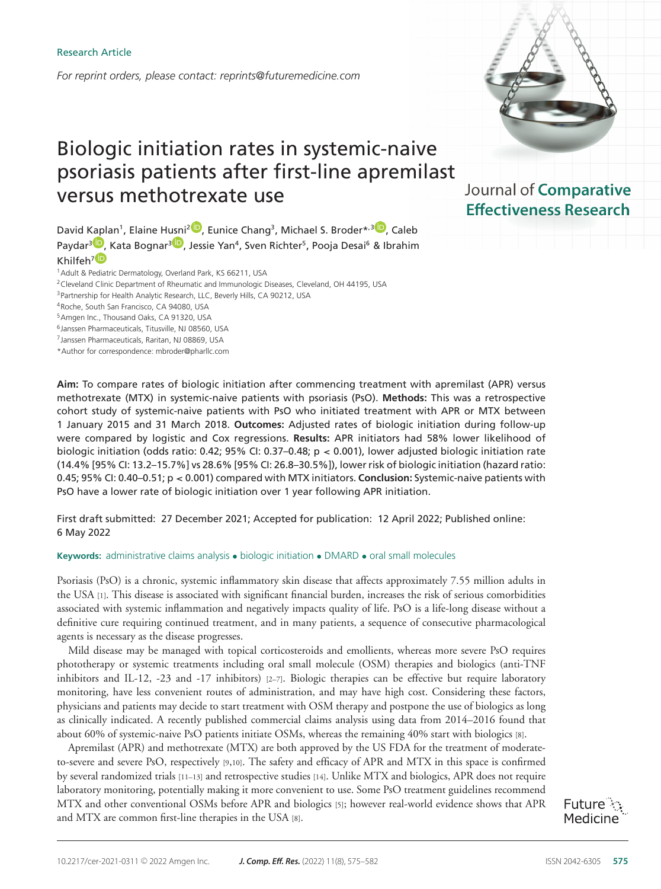Research Article

*For reprint orders, please contact: reprints@futuremedicine.com*

# Biologic initiation rates in systemic-naive psoriasis patients after first-line apremilast versus methotrexate use

Journal of Comparative Effectiveness Research

David Kaplan[1], Elaine Husni[2], Eunice Chang[3], Michael S. Broder*,[3], Caleb Paydar[3], Kata Bognar[3], Jessie Yan[4], Sven Richter[5], Pooja Desai[6] & Ibrahim Khilfeh[7]

[1]Adult & Pediatric Dermatology, Overland Park, KS 66211, USA
[2]Cleveland Clinic Department of Rheumatic and Immunologic Diseases, Cleveland, OH 44195, USA
[3]Partnership for Health Analytic Research, LLC, Beverly Hills, CA 90212, USA
[4]Roche, South San Francisco, CA 94080, USA
[5]Amgen Inc., Thousand Oaks, CA 91320, USA
[6]Janssen Pharmaceuticals, Titusville, NJ 08560, USA
[7]Janssen Pharmaceuticals, Raritan, NJ 08869, USA
*Author for correspondence: mbroder@pharllc.com

**Aim:** To compare rates of biologic initiation after commencing treatment with apremilast (APR) versus methotrexate (MTX) in systemic-naive patients with psoriasis (PsO). **Methods:** This was a retrospective cohort study of systemic-naive patients with PsO who initiated treatment with APR or MTX between 1 January 2015 and 31 March 2018. **Outcomes:** Adjusted rates of biologic initiation during follow-up were compared by logistic and Cox regressions. **Results:** APR initiators had 58% lower likelihood of biologic initiation (odds ratio: 0.42; 95% CI: 0.37–0.48; $p < 0.001$), lower adjusted biologic initiation rate (14.4% [95% CI: 13.2–15.7%] vs 28.6% [95% CI: 26.8–30.5%]), lower risk of biologic initiation (hazard ratio: 0.45; 95% CI: 0.40–0.51; $p < 0.001$) compared with MTX initiators. **Conclusion:** Systemic-naive patients with PsO have a lower rate of biologic initiation over 1 year following APR initiation.

First draft submitted: 27 December 2021; Accepted for publication: 12 April 2022; Published online: 6 May 2022

**Keywords:** administrative claims analysis • biologic initiation • DMARD • oral small molecules

Psoriasis (PsO) is a chronic, systemic inflammatory skin disease that affects approximately 7.55 million adults in the USA [1]. This disease is associated with significant financial burden, increases the risk of serious comorbidities associated with systemic inflammation and negatively impacts quality of life. PsO is a life-long disease without a definitive cure requiring continued treatment, and in many patients, a sequence of consecutive pharmacological agents is necessary as the disease progresses.

Mild disease may be managed with topical corticosteroids and emollients, whereas more severe PsO requires phototherapy or systemic treatments including oral small molecule (OSM) therapies and biologics (anti-TNF inhibitors and IL-12, -23 and -17 inhibitors) [2–7]. Biologic therapies can be effective but require laboratory monitoring, have less convenient routes of administration, and may have high cost. Considering these factors, physicians and patients may decide to start treatment with OSM therapy and postpone the use of biologics as long as clinically indicated. A recently published commercial claims analysis using data from 2014–2016 found that about 60% of systemic-naive PsO patients initiate OSMs, whereas the remaining 40% start with biologics [8].

Apremilast (APR) and methotrexate (MTX) are both approved by the US FDA for the treatment of moderate-to-severe and severe PsO, respectively [9,10]. The safety and efficacy of APR and MTX in this space is confirmed by several randomized trials [11–13] and retrospective studies [14]. Unlike MTX and biologics, APR does not require laboratory monitoring, potentially making it more convenient to use. Some PsO treatment guidelines recommend MTX and other conventional OSMs before APR and biologics [5]; however real-world evidence shows that APR and MTX are common first-line therapies in the USA [8].

10.2217/cer-2021-0311 © 2022 Amgen Inc.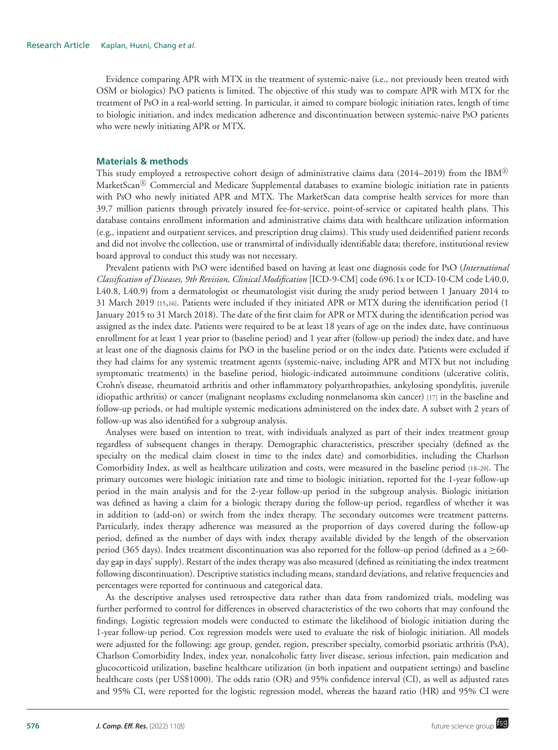Evidence comparing APR with MTX in the treatment of systemic-naive (i.e., not previously been treated with OSM or biologics) PsO patients is limited. The objective of this study was to compare APR with MTX for the treatment of PsO in a real-world setting. In particular, it aimed to compare biologic initiation rates, length of time to biologic initiation, and index medication adherence and discontinuation between systemic-naive PsO patients who were newly initiating APR or MTX.

## Materials & methods

This study employed a retrospective cohort design of administrative claims data (2014–2019) from the IBM® MarketScan® Commercial and Medicare Supplemental databases to examine biologic initiation rate in patients with PsO who newly initiated APR and MTX. The MarketScan data comprise health services for more than 39.7 million patients through privately insured fee-for-service, point-of-service or capitated health plans. This database contains enrollment information and administrative claims data with healthcare utilization information (e.g., inpatient and outpatient services, and prescription drug claims). This study used deidentified patient records and did not involve the collection, use or transmittal of individually identifiable data; therefore, institutional review board approval to conduct this study was not necessary.

Prevalent patients with PsO were identified based on having at least one diagnosis code for PsO (*International Classification of Diseases, 9th Revision, Clinical Modification* [ICD-9-CM] code 696.1x or ICD-10-CM code L40.0, L40.8, L40.9) from a dermatologist or rheumatologist visit during the study period between 1 January 2014 to 31 March 2019 [15,16]. Patients were included if they initiated APR or MTX during the identification period (1 January 2015 to 31 March 2018). The date of the first claim for APR or MTX during the identification period was assigned as the index date. Patients were required to be at least 18 years of age on the index date, have continuous enrollment for at least 1 year prior to (baseline period) and 1 year after (follow-up period) the index date, and have at least one of the diagnosis claims for PsO in the baseline period or on the index date. Patients were excluded if they had claims for any systemic treatment agents (systemic-naive, including APR and MTX but not including symptomatic treatments) in the baseline period, biologic-indicated autoimmune conditions (ulcerative colitis, Crohn's disease, rheumatoid arthritis and other inflammatory polyarthropathies, ankylosing spondylitis, juvenile idiopathic arthritis) or cancer (malignant neoplasms excluding nonmelanoma skin cancer) [17] in the baseline and follow-up periods, or had multiple systemic medications administered on the index date. A subset with 2 years of follow-up was also identified for a subgroup analysis.

Analyses were based on intention to treat, with individuals analyzed as part of their index treatment group regardless of subsequent changes in therapy. Demographic characteristics, prescriber specialty (defined as the specialty on the medical claim closest in time to the index date) and comorbidities, including the Charlson Comorbidity Index, as well as healthcare utilization and costs, were measured in the baseline period [18–20]. The primary outcomes were biologic initiation rate and time to biologic initiation, reported for the 1-year follow-up period in the main analysis and for the 2-year follow-up period in the subgroup analysis. Biologic initiation was defined as having a claim for a biologic therapy during the follow-up period, regardless of whether it was in addition to (add-on) or switch from the index therapy. The secondary outcomes were treatment patterns. Particularly, index therapy adherence was measured as the proportion of days covered during the follow-up period, defined as the number of days with index therapy available divided by the length of the observation period (365 days). Index treatment discontinuation was also reported for the follow-up period (defined as a $\geq$60-day gap in days' supply). Restart of the index therapy was also measured (defined as reinitiating the index treatment following discontinuation). Descriptive statistics including means, standard deviations, and relative frequencies and percentages were reported for continuous and categorical data.

As the descriptive analyses used retrospective data rather than data from randomized trials, modeling was further performed to control for differences in observed characteristics of the two cohorts that may confound the findings. Logistic regression models were conducted to estimate the likelihood of biologic initiation during the 1-year follow-up period. Cox regression models were used to evaluate the risk of biologic initiation. All models were adjusted for the following: age group, gender, region, prescriber specialty, comorbid psoriatic arthritis (PsA), Charlson Comorbidity Index, index year, nonalcoholic fatty liver disease, serious infection, pain medication and glucocorticoid utilization, baseline healthcare utilization (in both inpatient and outpatient settings) and baseline healthcare costs (per US$1000). The odds ratio (OR) and 95% confidence interval (CI), as well as adjusted rates and 95% CI, were reported for the logistic regression model, whereas the hazard ratio (HR) and 95% CI were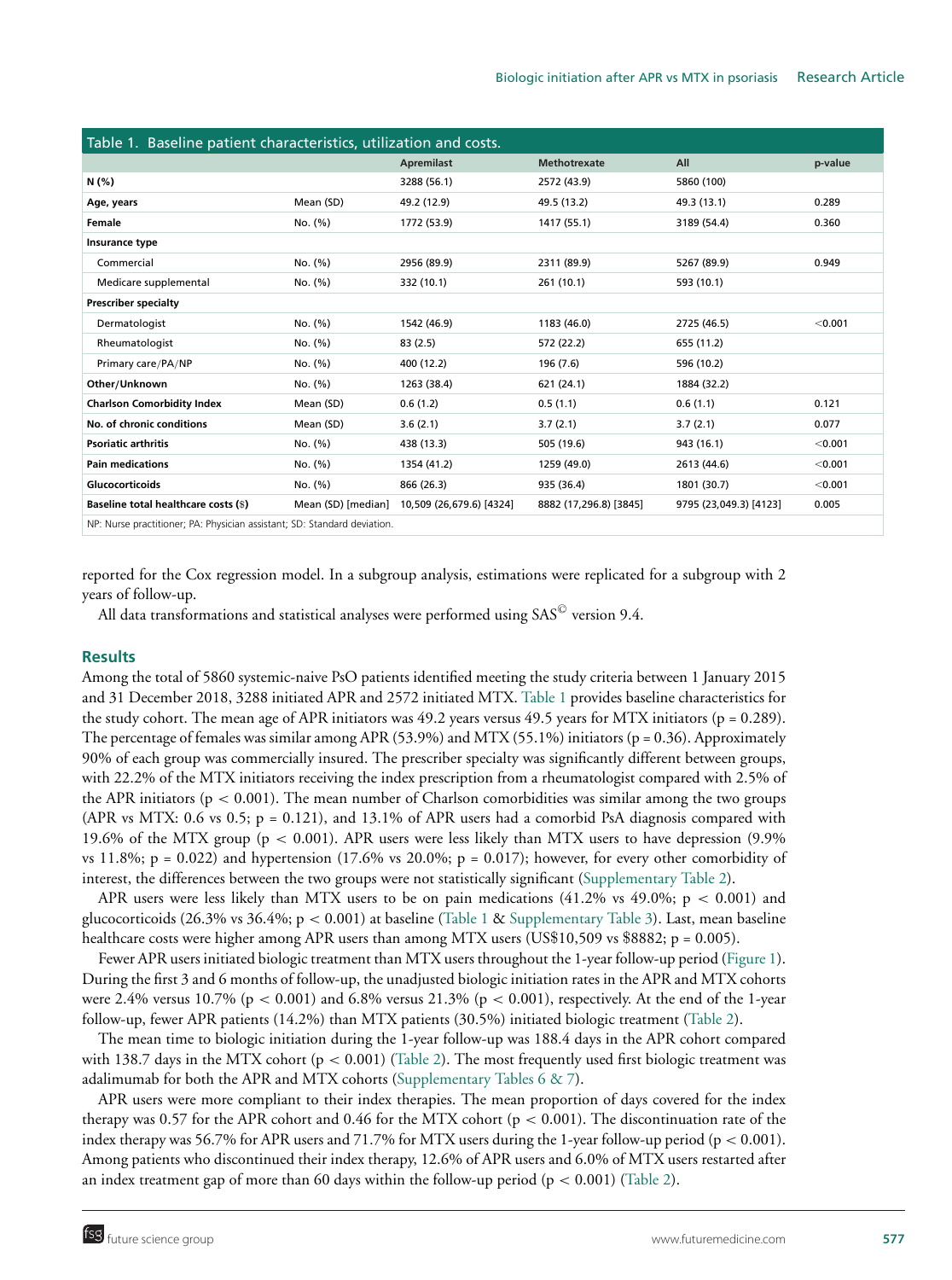Table 1. Baseline patient characteristics, utilization and costs.

| | | Apremilast | Methotrexate | All | p-value |
|---|---|---|---|---|---|
| **N (%)** | | 3288 (56.1) | 2572 (43.9) | 5860 (100) | |
| **Age, years** | Mean (SD) | 49.2 (12.9) | 49.5 (13.2) | 49.3 (13.1) | 0.289 |
| **Female** | No. (%) | 1772 (53.9) | 1417 (55.1) | 3189 (54.4) | 0.360 |
| **Insurance type** | | | | | |
| Commercial | No. (%) | 2956 (89.9) | 2311 (89.9) | 5267 (89.9) | 0.949 |
| Medicare supplemental | No. (%) | 332 (10.1) | 261 (10.1) | 593 (10.1) | |
| **Prescriber specialty** | | | | | |
| Dermatologist | No. (%) | 1542 (46.9) | 1183 (46.0) | 2725 (46.5) | <0.001 |
| Rheumatologist | No. (%) | 83 (2.5) | 572 (22.2) | 655 (11.2) | |
| Primary care/PA/NP | No. (%) | 400 (12.2) | 196 (7.6) | 596 (10.2) | |
| **Other/Unknown** | No. (%) | 1263 (38.4) | 621 (24.1) | 1884 (32.2) | |
| **Charlson Comorbidity Index** | Mean (SD) | 0.6 (1.2) | 0.5 (1.1) | 0.6 (1.1) | 0.121 |
| **No. of chronic conditions** | Mean (SD) | 3.6 (2.1) | 3.7 (2.1) | 3.7 (2.1) | 0.077 |
| **Psoriatic arthritis** | No. (%) | 438 (13.3) | 505 (19.6) | 943 (16.1) | <0.001 |
| **Pain medications** | No. (%) | 1354 (41.2) | 1259 (49.0) | 2613 (44.6) | <0.001 |
| **Glucocorticoids** | No. (%) | 866 (26.3) | 935 (36.4) | 1801 (30.7) | <0.001 |
| **Baseline total healthcare costs ($)** | Mean (SD) [median] | 10,509 (26,679.6) [4324] | 8882 (17,296.8) [3845] | 9795 (23,049.3) [4123] | 0.005 |

NP: Nurse practitioner; PA: Physician assistant; SD: Standard deviation.

reported for the Cox regression model. In a subgroup analysis, estimations were replicated for a subgroup with 2 years of follow-up.

All data transformations and statistical analyses were performed using SAS© version 9.4.

## Results

Among the total of 5860 systemic-naive PsO patients identified meeting the study criteria between 1 January 2015 and 31 December 2018, 3288 initiated APR and 2572 initiated MTX. Table 1 provides baseline characteristics for the study cohort. The mean age of APR initiators was 49.2 years versus 49.5 years for MTX initiators (p = 0.289). The percentage of females was similar among APR (53.9%) and MTX (55.1%) initiators (p = 0.36). Approximately 90% of each group was commercially insured. The prescriber specialty was significantly different between groups, with 22.2% of the MTX initiators receiving the index prescription from a rheumatologist compared with 2.5% of the APR initiators ($p < 0.001$). The mean number of Charlson comorbidities was similar among the two groups (APR vs MTX: 0.6 vs 0.5; p = 0.121), and 13.1% of APR users had a comorbid PsA diagnosis compared with 19.6% of the MTX group ($p < 0.001$). APR users were less likely than MTX users to have depression (9.9% vs 11.8%; p = 0.022) and hypertension (17.6% vs 20.0%; p = 0.017); however, for every other comorbidity of interest, the differences between the two groups were not statistically significant (Supplementary Table 2).

APR users were less likely than MTX users to be on pain medications (41.2% vs 49.0%; $p < 0.001$) and glucocorticoids (26.3% vs 36.4%; $p < 0.001$) at baseline (Table 1 & Supplementary Table 3). Last, mean baseline healthcare costs were higher among APR users than among MTX users (US$10,509 vs $8882; p = 0.005).

Fewer APR users initiated biologic treatment than MTX users throughout the 1-year follow-up period (Figure 1). During the first 3 and 6 months of follow-up, the unadjusted biologic initiation rates in the APR and MTX cohorts were 2.4% versus 10.7% ($p < 0.001$) and 6.8% versus 21.3% ($p < 0.001$), respectively. At the end of the 1-year follow-up, fewer APR patients (14.2%) than MTX patients (30.5%) initiated biologic treatment (Table 2).

The mean time to biologic initiation during the 1-year follow-up was 188.4 days in the APR cohort compared with 138.7 days in the MTX cohort ($p < 0.001$) (Table 2). The most frequently used first biologic treatment was adalimumab for both the APR and MTX cohorts (Supplementary Tables 6 & 7).

APR users were more compliant to their index therapies. The mean proportion of days covered for the index therapy was 0.57 for the APR cohort and 0.46 for the MTX cohort ($p < 0.001$). The discontinuation rate of the index therapy was 56.7% for APR users and 71.7% for MTX users during the 1-year follow-up period ($p < 0.001$). Among patients who discontinued their index therapy, 12.6% of APR users and 6.0% of MTX users restarted after an index treatment gap of more than 60 days within the follow-up period ($p < 0.001$) (Table 2).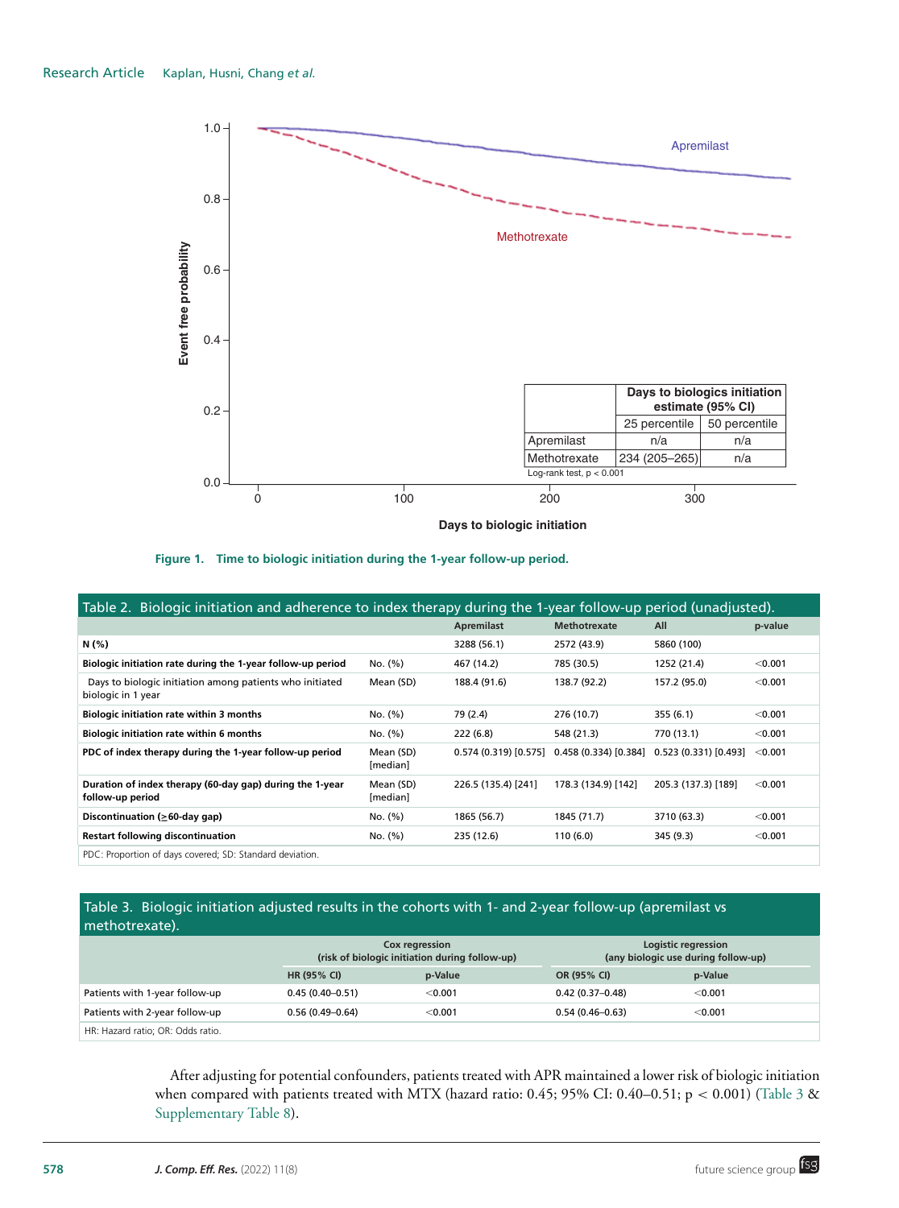**Figure 1. Time to biologic initiation during the 1-year follow-up period.**

**Table 2. Biologic initiation and adherence to index therapy during the 1-year follow-up period (unadjusted).**

| | | Apremilast | Methotrexate | All | p-value |
|---|---|---|---|---|---|
| **N (%)** | | 3288 (56.1) | 2572 (43.9) | 5860 (100) | |
| **Biologic initiation rate during the 1-year follow-up period** | No. (%) | 467 (14.2) | 785 (30.5) | 1252 (21.4) | <0.001 |
| Days to biologic initiation among patients who initiated biologic in 1 year | Mean (SD) | 188.4 (91.6) | 138.7 (92.2) | 157.2 (95.0) | <0.001 |
| **Biologic initiation rate within 3 months** | No. (%) | 79 (2.4) | 276 (10.7) | 355 (6.1) | <0.001 |
| **Biologic initiation rate within 6 months** | No. (%) | 222 (6.8) | 548 (21.3) | 770 (13.1) | <0.001 |
| **PDC of index therapy during the 1-year follow-up period** | Mean (SD) [median] | 0.574 (0.319) [0.575] | 0.458 (0.334) [0.384] | 0.523 (0.331) [0.493] | <0.001 |
| **Duration of index therapy (60-day gap) during the 1-year follow-up period** | Mean (SD) [median] | 226.5 (135.4) [241] | 178.3 (134.9) [142] | 205.3 (137.3) [189] | <0.001 |
| **Discontinuation (≥60-day gap)** | No. (%) | 1865 (56.7) | 1845 (71.7) | 3710 (63.3) | <0.001 |
| **Restart following discontinuation** | No. (%) | 235 (12.6) | 110 (6.0) | 345 (9.3) | <0.001 |

PDC: Proportion of days covered; SD: Standard deviation.

**Table 3. Biologic initiation adjusted results in the cohorts with 1- and 2-year follow-up (apremilast vs methotrexate).**

| | Cox regression (risk of biologic initiation during follow-up) | | Logistic regression (any biologic use during follow-up) | |
|---|---|---|---|---|
| | HR (95% CI) | p-Value | OR (95% CI) | p-Value |
| Patients with 1-year follow-up | 0.45 (0.40–0.51) | <0.001 | 0.42 (0.37–0.48) | <0.001 |
| Patients with 2-year follow-up | 0.56 (0.49–0.64) | <0.001 | 0.54 (0.46–0.63) | <0.001 |

HR: Hazard ratio; OR: Odds ratio.

After adjusting for potential confounders, patients treated with APR maintained a lower risk of biologic initiation when compared with patients treated with MTX (hazard ratio: 0.45; 95% CI: 0.40–0.51; $p < 0.001$) (Table 3 & Supplementary Table 8).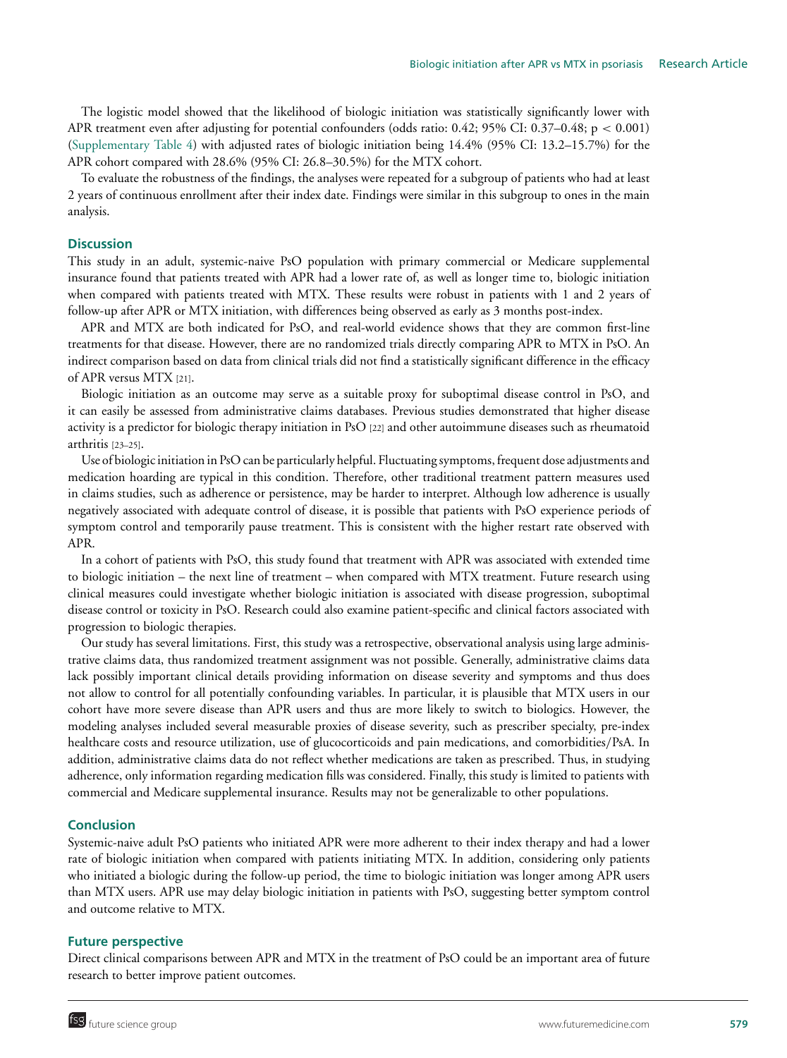The logistic model showed that the likelihood of biologic initiation was statistically significantly lower with APR treatment even after adjusting for potential confounders (odds ratio: 0.42; 95% CI: 0.37–0.48; $p < 0.001$) (Supplementary Table 4) with adjusted rates of biologic initiation being 14.4% (95% CI: 13.2–15.7%) for the APR cohort compared with 28.6% (95% CI: 26.8–30.5%) for the MTX cohort.

To evaluate the robustness of the findings, the analyses were repeated for a subgroup of patients who had at least 2 years of continuous enrollment after their index date. Findings were similar in this subgroup to ones in the main analysis.

## Discussion

This study in an adult, systemic-naive PsO population with primary commercial or Medicare supplemental insurance found that patients treated with APR had a lower rate of, as well as longer time to, biologic initiation when compared with patients treated with MTX. These results were robust in patients with 1 and 2 years of follow-up after APR or MTX initiation, with differences being observed as early as 3 months post-index.

APR and MTX are both indicated for PsO, and real-world evidence shows that they are common first-line treatments for that disease. However, there are no randomized trials directly comparing APR to MTX in PsO. An indirect comparison based on data from clinical trials did not find a statistically significant difference in the efficacy of APR versus MTX [21].

Biologic initiation as an outcome may serve as a suitable proxy for suboptimal disease control in PsO, and it can easily be assessed from administrative claims databases. Previous studies demonstrated that higher disease activity is a predictor for biologic therapy initiation in PsO [22] and other autoimmune diseases such as rheumatoid arthritis [23–25].

Use of biologic initiation in PsO can be particularly helpful. Fluctuating symptoms, frequent dose adjustments and medication hoarding are typical in this condition. Therefore, other traditional treatment pattern measures used in claims studies, such as adherence or persistence, may be harder to interpret. Although low adherence is usually negatively associated with adequate control of disease, it is possible that patients with PsO experience periods of symptom control and temporarily pause treatment. This is consistent with the higher restart rate observed with APR.

In a cohort of patients with PsO, this study found that treatment with APR was associated with extended time to biologic initiation – the next line of treatment – when compared with MTX treatment. Future research using clinical measures could investigate whether biologic initiation is associated with disease progression, suboptimal disease control or toxicity in PsO. Research could also examine patient-specific and clinical factors associated with progression to biologic therapies.

Our study has several limitations. First, this study was a retrospective, observational analysis using large administrative claims data, thus randomized treatment assignment was not possible. Generally, administrative claims data lack possibly important clinical details providing information on disease severity and symptoms and thus does not allow to control for all potentially confounding variables. In particular, it is plausible that MTX users in our cohort have more severe disease than APR users and thus are more likely to switch to biologics. However, the modeling analyses included several measurable proxies of disease severity, such as prescriber specialty, pre-index healthcare costs and resource utilization, use of glucocorticoids and pain medications, and comorbidities/PsA. In addition, administrative claims data do not reflect whether medications are taken as prescribed. Thus, in studying adherence, only information regarding medication fills was considered. Finally, this study is limited to patients with commercial and Medicare supplemental insurance. Results may not be generalizable to other populations.

## Conclusion

Systemic-naive adult PsO patients who initiated APR were more adherent to their index therapy and had a lower rate of biologic initiation when compared with patients initiating MTX. In addition, considering only patients who initiated a biologic during the follow-up period, the time to biologic initiation was longer among APR users than MTX users. APR use may delay biologic initiation in patients with PsO, suggesting better symptom control and outcome relative to MTX.

## Future perspective

Direct clinical comparisons between APR and MTX in the treatment of PsO could be an important area of future research to better improve patient outcomes.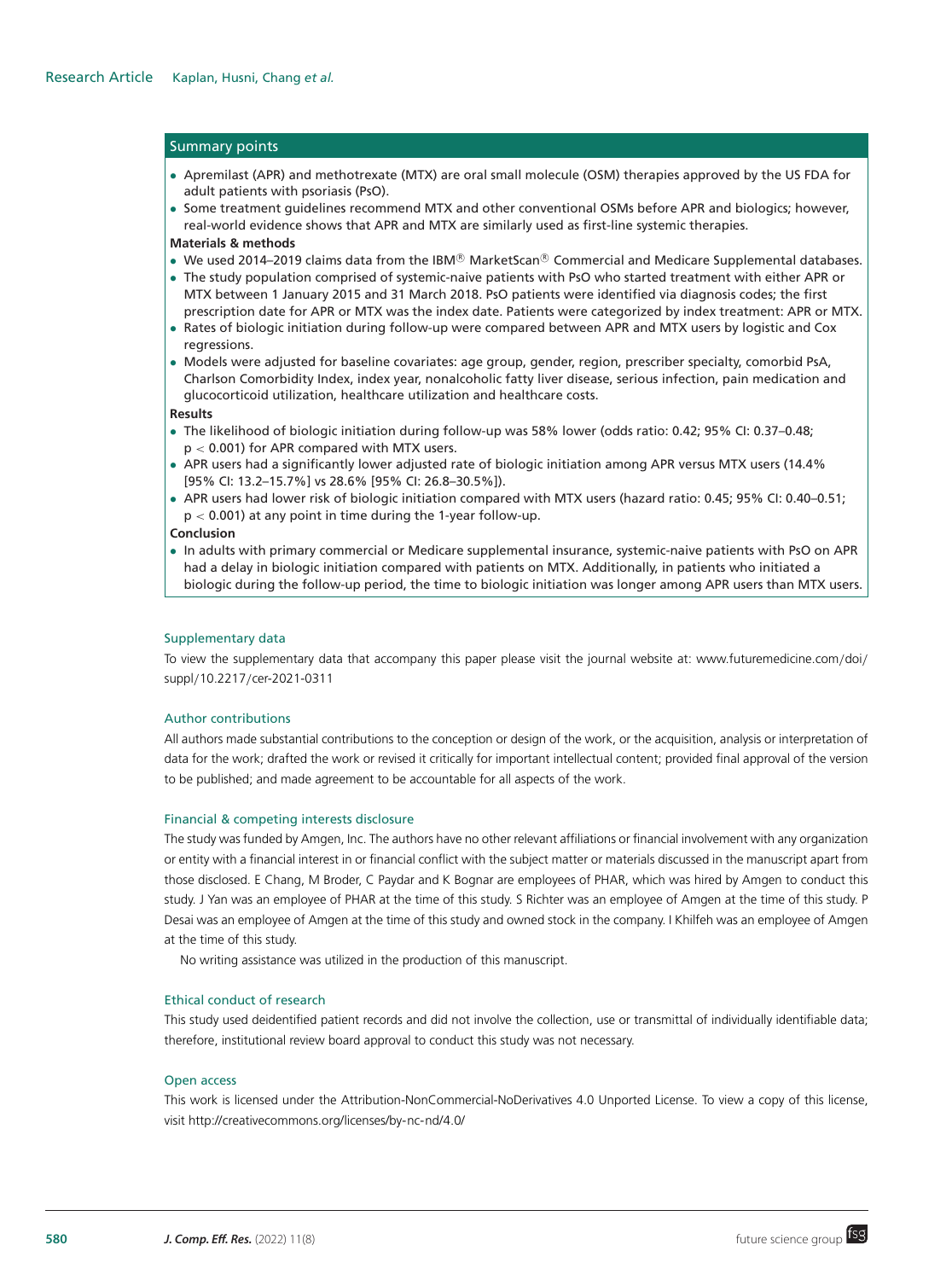## Summary points

- Apremilast (APR) and methotrexate (MTX) are oral small molecule (OSM) therapies approved by the US FDA for adult patients with psoriasis (PsO).
- Some treatment guidelines recommend MTX and other conventional OSMs before APR and biologics; however, real-world evidence shows that APR and MTX are similarly used as first-line systemic therapies.

**Materials & methods**

- We used 2014–2019 claims data from the IBM® MarketScan® Commercial and Medicare Supplemental databases.
- The study population comprised of systemic-naive patients with PsO who started treatment with either APR or MTX between 1 January 2015 and 31 March 2018. PsO patients were identified via diagnosis codes; the first prescription date for APR or MTX was the index date. Patients were categorized by index treatment: APR or MTX.
- Rates of biologic initiation during follow-up were compared between APR and MTX users by logistic and Cox regressions.
- Models were adjusted for baseline covariates: age group, gender, region, prescriber specialty, comorbid PsA, Charlson Comorbidity Index, index year, nonalcoholic fatty liver disease, serious infection, pain medication and glucocorticoid utilization, healthcare utilization and healthcare costs.

**Results**

- The likelihood of biologic initiation during follow-up was 58% lower (odds ratio: 0.42; 95% CI: 0.37–0.48; $p < 0.001$) for APR compared with MTX users.
- APR users had a significantly lower adjusted rate of biologic initiation among APR versus MTX users (14.4% [95% CI: 13.2–15.7%] vs 28.6% [95% CI: 26.8–30.5%]).
- APR users had lower risk of biologic initiation compared with MTX users (hazard ratio: 0.45; 95% CI: 0.40–0.51; $p < 0.001$) at any point in time during the 1-year follow-up.

**Conclusion**

- In adults with primary commercial or Medicare supplemental insurance, systemic-naive patients with PsO on APR had a delay in biologic initiation compared with patients on MTX. Additionally, in patients who initiated a biologic during the follow-up period, the time to biologic initiation was longer among APR users than MTX users.

### Supplementary data

To view the supplementary data that accompany this paper please visit the journal website at: www.futuremedicine.com/doi/suppl/10.2217/cer-2021-0311

### Author contributions

All authors made substantial contributions to the conception or design of the work, or the acquisition, analysis or interpretation of data for the work; drafted the work or revised it critically for important intellectual content; provided final approval of the version to be published; and made agreement to be accountable for all aspects of the work.

### Financial & competing interests disclosure

The study was funded by Amgen, Inc. The authors have no other relevant affiliations or financial involvement with any organization or entity with a financial interest in or financial conflict with the subject matter or materials discussed in the manuscript apart from those disclosed. E Chang, M Broder, C Paydar and K Bognar are employees of PHAR, which was hired by Amgen to conduct this study. J Yan was an employee of PHAR at the time of this study. S Richter was an employee of Amgen at the time of this study. P Desai was an employee of Amgen at the time of this study and owned stock in the company. I Khilfeh was an employee of Amgen at the time of this study.

No writing assistance was utilized in the production of this manuscript.

### Ethical conduct of research

This study used deidentified patient records and did not involve the collection, use or transmittal of individually identifiable data; therefore, institutional review board approval to conduct this study was not necessary.

### Open access

This work is licensed under the Attribution-NonCommercial-NoDerivatives 4.0 Unported License. To view a copy of this license, visit http://creativecommons.org/licenses/by-nc-nd/4.0/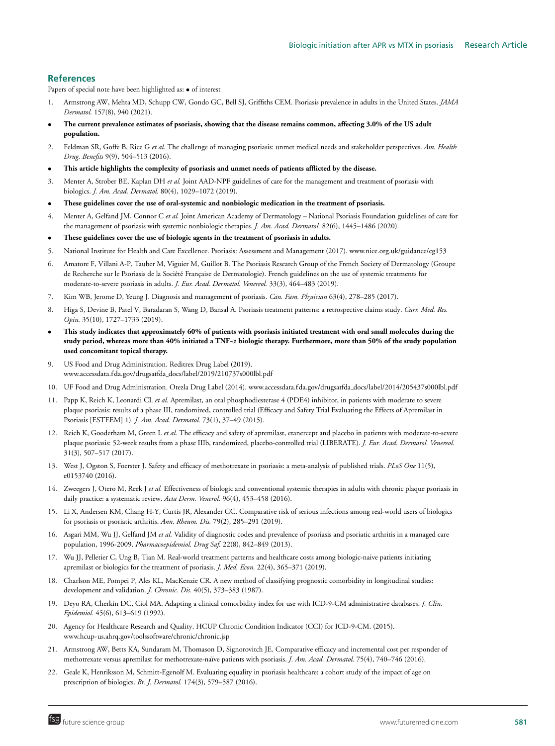## References

Papers of special note have been highlighted as: • of interest

1. Armstrong AW, Mehta MD, Schupp CW, Gondo GC, Bell SJ, Griffiths CEM. Psoriasis prevalence in adults in the United States. *JAMA Dermatol.* 157(8), 940 (2021).

- **The current prevalence estimates of psoriasis, showing that the disease remains common, affecting 3.0% of the US adult population.**

2. Feldman SR, Goffe B, Rice G *et al.* The challenge of managing psoriasis: unmet medical needs and stakeholder perspectives. *Am. Health Drug. Benefits* 9(9), 504–513 (2016).

- **This article highlights the complexity of psoriasis and unmet needs of patients afflicted by the disease.**

3. Menter A, Strober BE, Kaplan DH *et al.* Joint AAD-NPF guidelines of care for the management and treatment of psoriasis with biologics. *J. Am. Acad. Dermatol.* 80(4), 1029–1072 (2019).

- **These guidelines cover the use of oral-systemic and nonbiologic medication in the treatment of psoriasis.**

4. Menter A, Gelfand JM, Connor C *et al.* Joint American Academy of Dermatology – National Psoriasis Foundation guidelines of care for the management of psoriasis with systemic nonbiologic therapies. *J. Am. Acad. Dermatol.* 82(6), 1445–1486 (2020).

- **These guidelines cover the use of biologic agents in the treatment of psoriasis in adults.**

5. National Institute for Health and Care Excellence. Psoriasis: Assessment and Management (2017). www.nice.org.uk/guidance/cg153
6. Amatore F, Villani A-P, Tauber M, Viguier M, Guillot B. The Psoriasis Research Group of the French Society of Dermatology (Groupe de Recherche sur le Psoriasis de la Société Française de Dermatologie). French guidelines on the use of systemic treatments for moderate-to-severe psoriasis in adults. *J. Eur. Acad. Dermatol. Venereol.* 33(3), 464–483 (2019).
7. Kim WB, Jerome D, Yeung J. Diagnosis and management of psoriasis. *Can. Fam. Physician* 63(4), 278–285 (2017).
8. Higa S, Devine B, Patel V, Baradaran S, Wang D, Bansal A. Psoriasis treatment patterns: a retrospective claims study. *Curr. Med. Res. Opin.* 35(10), 1727–1733 (2019).

- **This study indicates that approximately 60% of patients with psoriasis initiated treatment with oral small molecules during the study period, whereas more than 40% initiated a TNF-α biologic therapy. Furthermore, more than 50% of the study population used concomitant topical therapy.**

9. US Food and Drug Administration. Reditrex Drug Label (2019). www.accessdata.fda.gov/drugsatfda_docs/label/2019/210737s000lbl.pdf
10. UF Food and Drug Administration. Otezla Drug Label (2014). www.accessdata.fda.gov/drugsatfda_docs/label/2014/205437s000lbl.pdf
11. Papp K, Reich K, Leonardi CL *et al.* Apremilast, an oral phosphodiesterase 4 (PDE4) inhibitor, in patients with moderate to severe plaque psoriasis: results of a phase III, randomized, controlled trial (Efficacy and Safety Trial Evaluating the Effects of Apremilast in Psoriasis [ESTEEM] 1). *J. Am. Acad. Dermatol.* 73(1), 37–49 (2015).
12. Reich K, Gooderham M, Green L *et al.* The efficacy and safety of apremilast, etanercept and placebo in patients with moderate-to-severe plaque psoriasis: 52-week results from a phase IIIb, randomized, placebo-controlled trial (LIBERATE). *J. Eur. Acad. Dermatol. Venereol.* 31(3), 507–517 (2017).
13. West J, Ogston S, Foerster J. Safety and efficacy of methotrexate in psoriasis: a meta-analysis of published trials. *PLoS One* 11(5), e0153740 (2016).
14. Zweegers J, Otero M, Reek J *et al.* Effectiveness of biologic and conventional systemic therapies in adults with chronic plaque psoriasis in daily practice: a systematic review. *Acta Derm. Venerol.* 96(4), 453–458 (2016).
15. Li X, Andersen KM, Chang H-Y, Curtis JR, Alexander GC. Comparative risk of serious infections among real-world users of biologics for psoriasis or psoriatic arthritis. *Ann. Rheum. Dis.* 79(2), 285–291 (2019).
16. Asgari MM, Wu JJ, Gelfand JM *et al.* Validity of diagnostic codes and prevalence of psoriasis and psoriatic arthritis in a managed care population, 1996-2009. *Pharmacoepidemiol. Drug Saf.* 22(8), 842–849 (2013).
17. Wu JJ, Pelletier C, Ung B, Tian M. Real-world treatment patterns and healthcare costs among biologic-naive patients initiating apremilast or biologics for the treatment of psoriasis. *J. Med. Econ.* 22(4), 365–371 (2019).
18. Charlson ME, Pompei P, Ales KL, MacKenzie CR. A new method of classifying prognostic comorbidity in longitudinal studies: development and validation. *J. Chronic. Dis.* 40(5), 373–383 (1987).
19. Deyo RA, Cherkin DC, Ciol MA. Adapting a clinical comorbidity index for use with ICD-9-CM administrative databases. *J. Clin. Epidemiol.* 45(6), 613–619 (1992).
20. Agency for Healthcare Research and Quality. HCUP Chronic Condition Indicator (CCI) for ICD-9-CM. (2015). www.hcup-us.ahrq.gov/toolssoftware/chronic/chronic.jsp
21. Armstrong AW, Betts KA, Sundaram M, Thomason D, Signorovitch JE. Comparative efficacy and incremental cost per responder of methotrexate versus apremilast for methotrexate-naïve patients with psoriasis. *J. Am. Acad. Dermatol.* 75(4), 740–746 (2016).
22. Geale K, Henriksson M, Schmitt-Egenolf M. Evaluating equality in psoriasis healthcare: a cohort study of the impact of age on prescription of biologics. *Br. J. Dermatol.* 174(3), 579–587 (2016).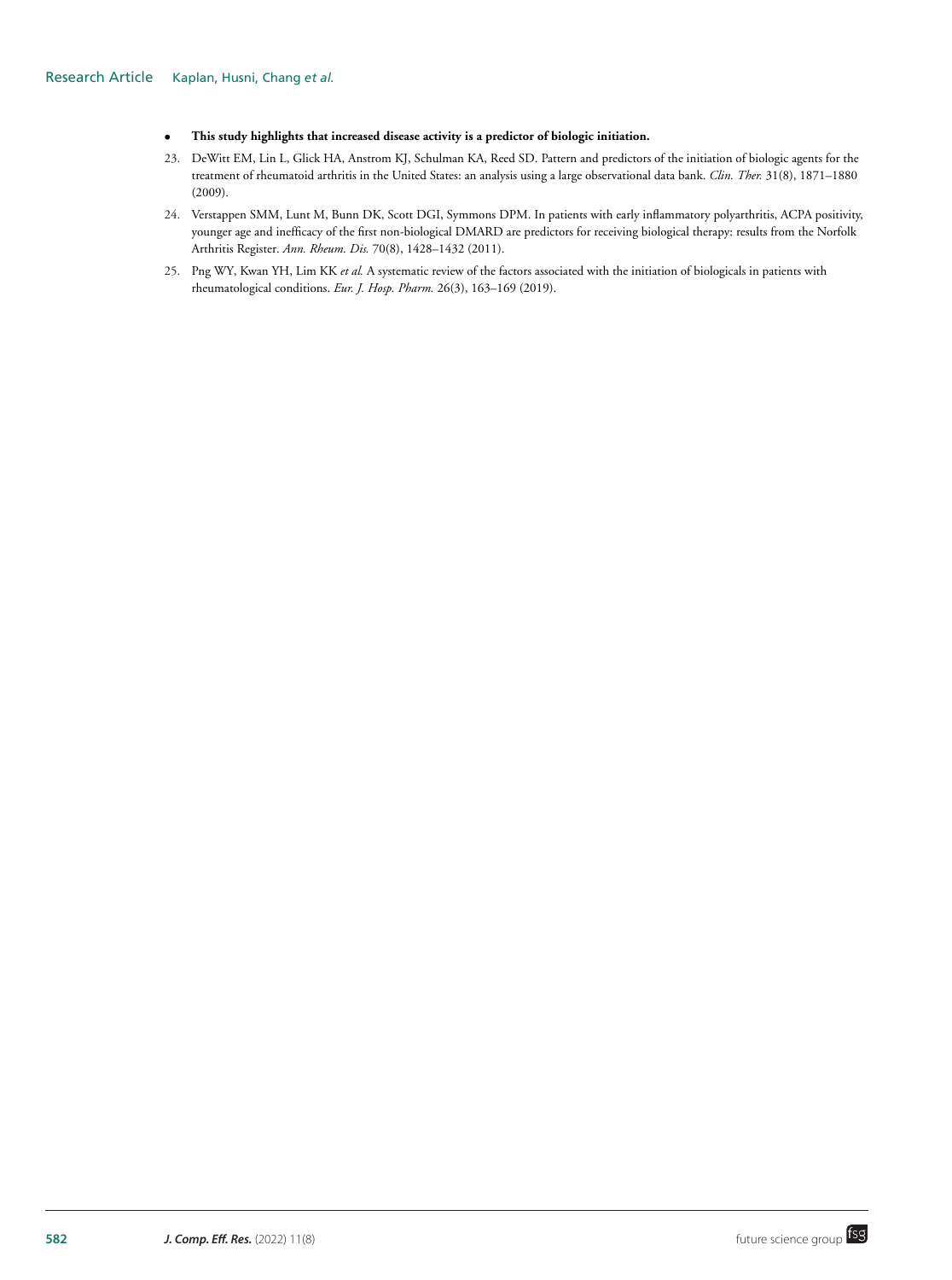- **This study highlights that increased disease activity is a predictor of biologic initiation.**

23. DeWitt EM, Lin L, Glick HA, Anstrom KJ, Schulman KA, Reed SD. Pattern and predictors of the initiation of biologic agents for the treatment of rheumatoid arthritis in the United States: an analysis using a large observational data bank. *Clin. Ther.* 31(8), 1871–1880 (2009).
24. Verstappen SMM, Lunt M, Bunn DK, Scott DGI, Symmons DPM. In patients with early inflammatory polyarthritis, ACPA positivity, younger age and inefficacy of the first non-biological DMARD are predictors for receiving biological therapy: results from the Norfolk Arthritis Register. *Ann. Rheum. Dis.* 70(8), 1428–1432 (2011).
25. Png WY, Kwan YH, Lim KK *et al.* A systematic review of the factors associated with the initiation of biologicals in patients with rheumatological conditions. *Eur. J. Hosp. Pharm.* 26(3), 163–169 (2019).